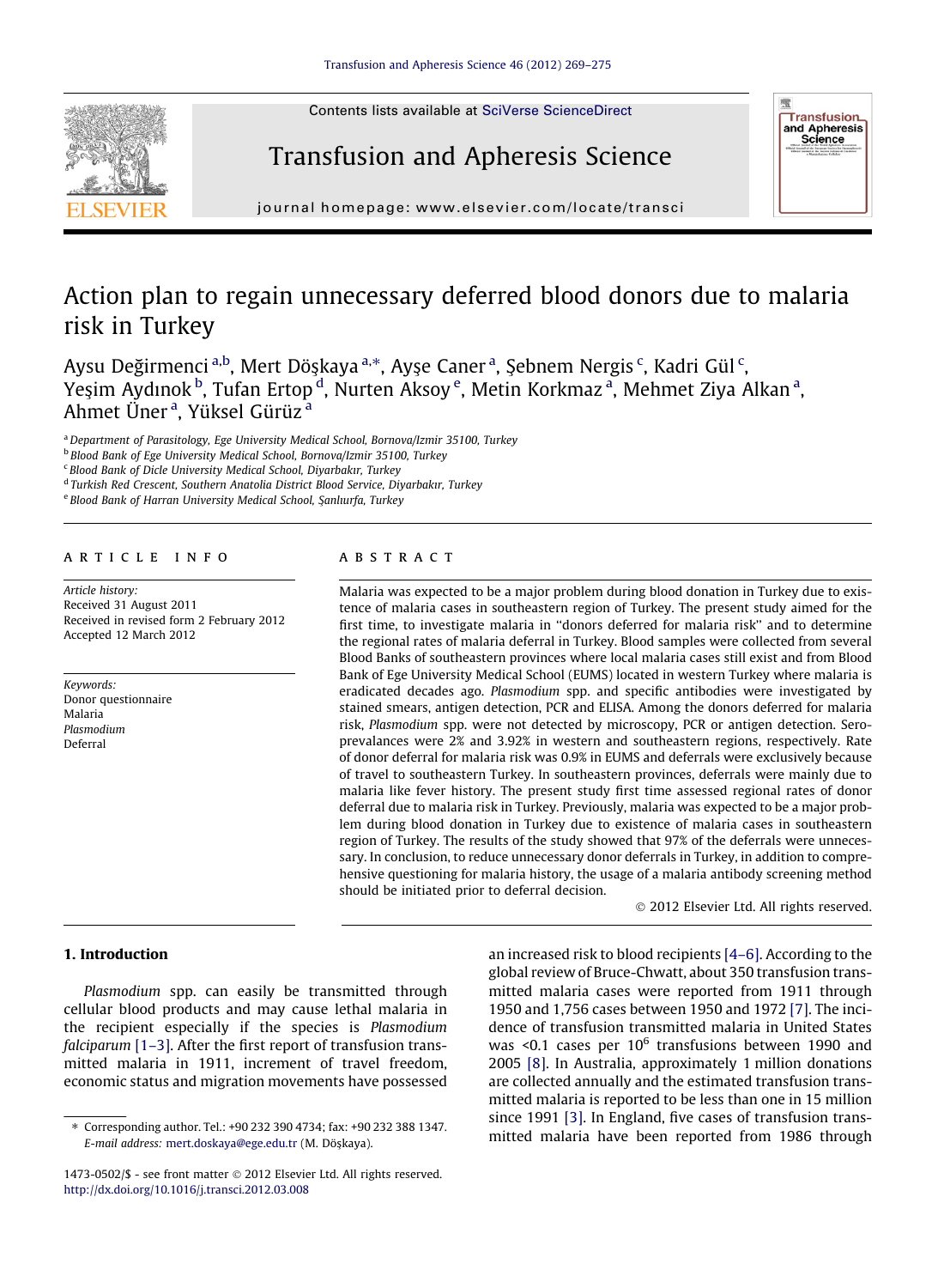# Action plan to regain unnecessary deferred blood donors due to malaria risk in Turkey

Aysu Değirmenci [a,b], Mert Döşkaya [a,*], Ayşe Caner [a], Şebnem Nergis [c], Kadri Gül [c], Yeşim Aydınok [b], Tufan Ertop [d], Nurten Aksoy [e], Metin Korkmaz [a], Mehmet Ziya Alkan [a], Ahmet Üner [a], Yüksel Gürüz [a]

[a] Department of Parasitology, Ege University Medical School, Bornova/Izmir 35100, Turkey
[b] Blood Bank of Ege University Medical School, Bornova/Izmir 35100, Turkey
[c] Blood Bank of Dicle University Medical School, Diyarbakır, Turkey
[d] Turkish Red Crescent, Southern Anatolia District Blood Service, Diyarbakır, Turkey
[e] Blood Bank of Harran University Medical School, Şanlıurfa, Turkey

## ARTICLE INFO

*Article history:*
Received 31 August 2011
Received in revised form 2 February 2012
Accepted 12 March 2012

*Keywords:*
Donor questionnaire
Malaria
*Plasmodium*
Deferral

## ABSTRACT

Malaria was expected to be a major problem during blood donation in Turkey due to existence of malaria cases in southeastern region of Turkey. The present study aimed for the first time, to investigate malaria in "donors deferred for malaria risk" and to determine the regional rates of malaria deferral in Turkey. Blood samples were collected from several Blood Banks of southeastern provinces where local malaria cases still exist and from Blood Bank of Ege University Medical School (EUMS) located in western Turkey where malaria is eradicated decades ago. *Plasmodium* spp. and specific antibodies were investigated by stained smears, antigen detection, PCR and ELISA. Among the donors deferred for malaria risk, *Plasmodium* spp. were not detected by microscopy, PCR or antigen detection. Seroprevalances were 2% and 3.92% in western and southeastern regions, respectively. Rate of donor deferral for malaria risk was 0.9% in EUMS and deferrals were exclusively because of travel to southeastern Turkey. In southeastern provinces, deferrals were mainly due to malaria like fever history. The present study first time assessed regional rates of donor deferral due to malaria risk in Turkey. Previously, malaria was expected to be a major problem during blood donation in Turkey due to existence of malaria cases in southeastern region of Turkey. The results of the study showed that 97% of the deferrals were unnecessary. In conclusion, to reduce unnecessary donor deferrals in Turkey, in addition to comprehensive questioning for malaria history, the usage of a malaria antibody screening method should be initiated prior to deferral decision.

© 2012 Elsevier Ltd. All rights reserved.

## 1. Introduction

*Plasmodium* spp. can easily be transmitted through cellular blood products and may cause lethal malaria in the recipient especially if the species is *Plasmodium falciparum* [1–3]. After the first report of transfusion transmitted malaria in 1911, increment of travel freedom, economic status and migration movements have possessed an increased risk to blood recipients [4–6]. According to the global review of Bruce-Chwatt, about 350 transfusion transmitted malaria cases were reported from 1911 through 1950 and 1,756 cases between 1950 and 1972 [7]. The incidence of transfusion transmitted malaria in United States was <0.1 cases per $10^6$ transfusions between 1990 and 2005 [8]. In Australia, approximately 1 million donations are collected annually and the estimated transfusion transmitted malaria is reported to be less than one in 15 million since 1991 [3]. In England, five cases of transfusion transmitted malaria have been reported from 1986 through

* Corresponding author. Tel.: +90 232 390 4734; fax: +90 232 388 1347. *E-mail address:* mert.doskaya@ege.edu.tr (M. Döşkaya).

1473-0502/$ - see front matter © 2012 Elsevier Ltd. All rights reserved.
http://dx.doi.org/10.1016/j.transci.2012.03.008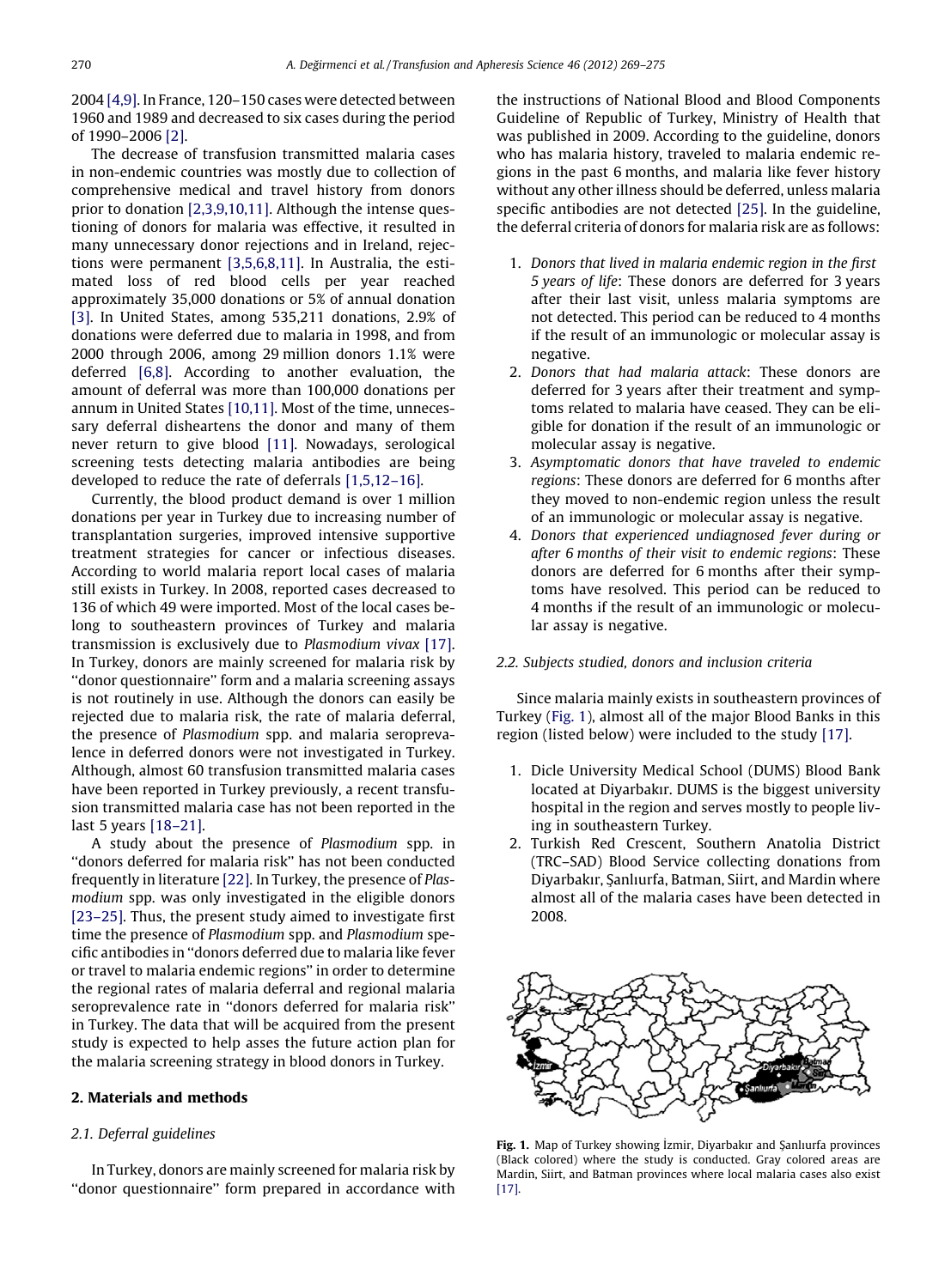2004 [4,9]. In France, 120–150 cases were detected between 1960 and 1989 and decreased to six cases during the period of 1990–2006 [2].

The decrease of transfusion transmitted malaria cases in non-endemic countries was mostly due to collection of comprehensive medical and travel history from donors prior to donation [2,3,9,10,11]. Although the intense questioning of donors for malaria was effective, it resulted in many unnecessary donor rejections and in Ireland, rejections were permanent [3,5,6,8,11]. In Australia, the estimated loss of red blood cells per year reached approximately 35,000 donations or 5% of annual donation [3]. In United States, among 535,211 donations, 2.9% of donations were deferred due to malaria in 1998, and from 2000 through 2006, among 29 million donors 1.1% were deferred [6,8]. According to another evaluation, the amount of deferral was more than 100,000 donations per annum in United States [10,11]. Most of the time, unnecessary deferral disheartens the donor and many of them never return to give blood [11]. Nowadays, serological screening tests detecting malaria antibodies are being developed to reduce the rate of deferrals [1,5,12–16].

Currently, the blood product demand is over 1 million donations per year in Turkey due to increasing number of transplantation surgeries, improved intensive supportive treatment strategies for cancer or infectious diseases. According to world malaria report local cases of malaria still exists in Turkey. In 2008, reported cases decreased to 136 of which 49 were imported. Most of the local cases belong to southeastern provinces of Turkey and malaria transmission is exclusively due to *Plasmodium vivax* [17]. In Turkey, donors are mainly screened for malaria risk by "donor questionnaire" form and a malaria screening assays is not routinely in use. Although the donors can easily be rejected due to malaria risk, the rate of malaria deferral, the presence of *Plasmodium* spp. and malaria seroprevalence in deferred donors were not investigated in Turkey. Although, almost 60 transfusion transmitted malaria cases have been reported in Turkey previously, a recent transfusion transmitted malaria case has not been reported in the last 5 years [18–21].

A study about the presence of *Plasmodium* spp. in "donors deferred for malaria risk" has not been conducted frequently in literature [22]. In Turkey, the presence of *Plasmodium* spp. was only investigated in the eligible donors [23–25]. Thus, the present study aimed to investigate first time the presence of *Plasmodium* spp. and *Plasmodium* specific antibodies in "donors deferred due to malaria like fever or travel to malaria endemic regions" in order to determine the regional rates of malaria deferral and regional malaria seroprevalence rate in "donors deferred for malaria risk" in Turkey. The data that will be acquired from the present study is expected to help asses the future action plan for the malaria screening strategy in blood donors in Turkey.

## 2. Materials and methods

### 2.1. Deferral guidelines

In Turkey, donors are mainly screened for malaria risk by "donor questionnaire" form prepared in accordance with the instructions of National Blood and Blood Components Guideline of Republic of Turkey, Ministry of Health that was published in 2009. According to the guideline, donors who has malaria history, traveled to malaria endemic regions in the past 6 months, and malaria like fever history without any other illness should be deferred, unless malaria specific antibodies are not detected [25]. In the guideline, the deferral criteria of donors for malaria risk are as follows:

1. *Donors that lived in malaria endemic region in the first 5 years of life*: These donors are deferred for 3 years after their last visit, unless malaria symptoms are not detected. This period can be reduced to 4 months if the result of an immunologic or molecular assay is negative.
2. *Donors that had malaria attack*: These donors are deferred for 3 years after their treatment and symptoms related to malaria have ceased. They can be eligible for donation if the result of an immunologic or molecular assay is negative.
3. *Asymptomatic donors that have traveled to endemic regions*: These donors are deferred for 6 months after they moved to non-endemic region unless the result of an immunologic or molecular assay is negative.
4. *Donors that experienced undiagnosed fever during or after 6 months of their visit to endemic regions*: These donors are deferred for 6 months after their symptoms have resolved. This period can be reduced to 4 months if the result of an immunologic or molecular assay is negative.

### 2.2. Subjects studied, donors and inclusion criteria

Since malaria mainly exists in southeastern provinces of Turkey (Fig. 1), almost all of the major Blood Banks in this region (listed below) were included to the study [17].

1. Dicle University Medical School (DUMS) Blood Bank located at Diyarbakır. DUMS is the biggest university hospital in the region and serves mostly to people living in southeastern Turkey.
2. Turkish Red Crescent, Southern Anatolia District (TRC–SAD) Blood Service collecting donations from Diyarbakır, Şanlıurfa, Batman, Siirt, and Mardin where almost all of the malaria cases have been detected in 2008.

**Fig. 1.** Map of Turkey showing İzmir, Diyarbakır and Şanlıurfa provinces (Black colored) where the study is conducted. Gray colored areas are Mardin, Siirt, and Batman provinces where local malaria cases also exist [17].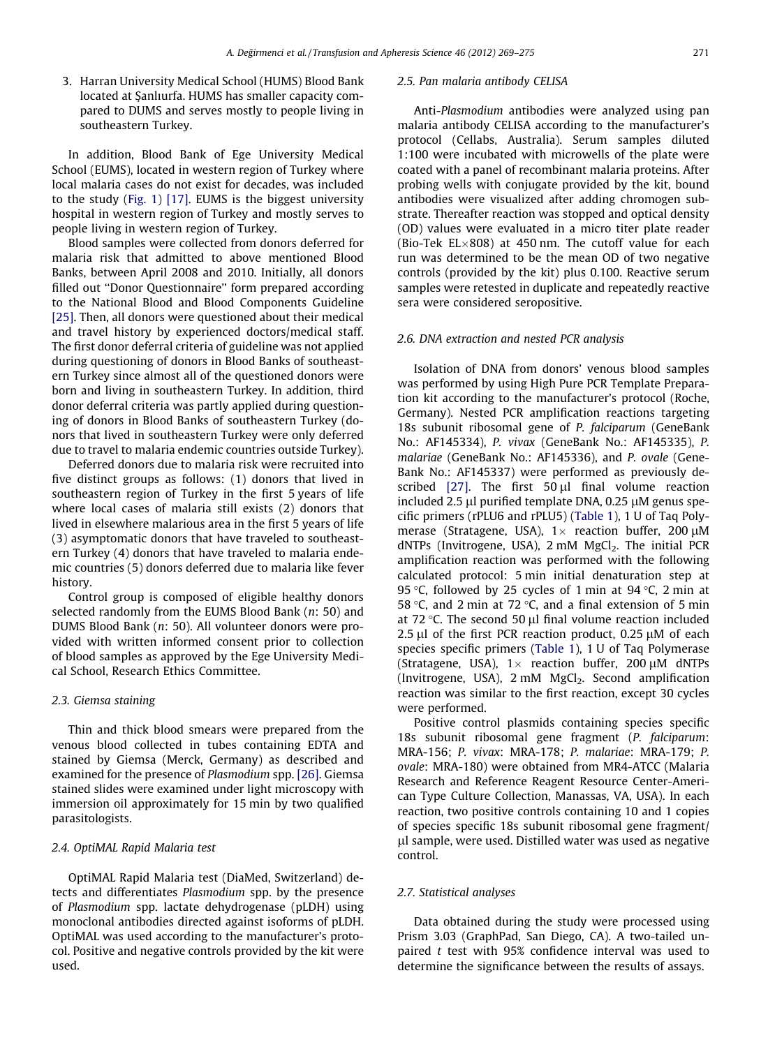3. Harran University Medical School (HUMS) Blood Bank located at Şanlıurfa. HUMS has smaller capacity compared to DUMS and serves mostly to people living in southeastern Turkey.

In addition, Blood Bank of Ege University Medical School (EUMS), located in western region of Turkey where local malaria cases do not exist for decades, was included to the study (Fig. 1) [17]. EUMS is the biggest university hospital in western region of Turkey and mostly serves to people living in western region of Turkey.

Blood samples were collected from donors deferred for malaria risk that admitted to above mentioned Blood Banks, between April 2008 and 2010. Initially, all donors filled out "Donor Questionnaire" form prepared according to the National Blood and Blood Components Guideline [25]. Then, all donors were questioned about their medical and travel history by experienced doctors/medical staff. The first donor deferral criteria of guideline was not applied during questioning of donors in Blood Banks of southeastern Turkey since almost all of the questioned donors were born and living in southeastern Turkey. In addition, third donor deferral criteria was partly applied during questioning of donors in Blood Banks of southeastern Turkey (donors that lived in southeastern Turkey were only deferred due to travel to malaria endemic countries outside Turkey).

Deferred donors due to malaria risk were recruited into five distinct groups as follows: (1) donors that lived in southeastern region of Turkey in the first 5 years of life where local cases of malaria still exists (2) donors that lived in elsewhere malarious area in the first 5 years of life (3) asymptomatic donors that have traveled to southeastern Turkey (4) donors that have traveled to malaria endemic countries (5) donors deferred due to malaria like fever history.

Control group is composed of eligible healthy donors selected randomly from the EUMS Blood Bank (*n*: 50) and DUMS Blood Bank (*n*: 50). All volunteer donors were provided with written informed consent prior to collection of blood samples as approved by the Ege University Medical School, Research Ethics Committee.

### 2.3. Giemsa staining

Thin and thick blood smears were prepared from the venous blood collected in tubes containing EDTA and stained by Giemsa (Merck, Germany) as described and examined for the presence of *Plasmodium* spp. [26]. Giemsa stained slides were examined under light microscopy with immersion oil approximately for 15 min by two qualified parasitologists.

### 2.4. OptiMAL Rapid Malaria test

OptiMAL Rapid Malaria test (DiaMed, Switzerland) detects and differentiates *Plasmodium* spp. by the presence of *Plasmodium* spp. lactate dehydrogenase (pLDH) using monoclonal antibodies directed against isoforms of pLDH. OptiMAL was used according to the manufacturer's protocol. Positive and negative controls provided by the kit were used.

### 2.5. Pan malaria antibody CELISA

Anti-*Plasmodium* antibodies were analyzed using pan malaria antibody CELISA according to the manufacturer's protocol (Cellabs, Australia). Serum samples diluted 1:100 were incubated with microwells of the plate were coated with a panel of recombinant malaria proteins. After probing wells with conjugate provided by the kit, bound antibodies were visualized after adding chromogen substrate. Thereafter reaction was stopped and optical density (OD) values were evaluated in a micro titer plate reader (Bio-Tek EL×808) at 450 nm. The cutoff value for each run was determined to be the mean OD of two negative controls (provided by the kit) plus 0.100. Reactive serum samples were retested in duplicate and repeatedly reactive sera were considered seropositive.

### 2.6. DNA extraction and nested PCR analysis

Isolation of DNA from donors' venous blood samples was performed by using High Pure PCR Template Preparation kit according to the manufacturer's protocol (Roche, Germany). Nested PCR amplification reactions targeting 18s subunit ribosomal gene of *P. falciparum* (GeneBank No.: AF145334), *P. vivax* (GeneBank No.: AF145335), *P. malariae* (GeneBank No.: AF145336), and *P. ovale* (GeneBank No.: AF145337) were performed as previously described [27]. The first 50 μl final volume reaction included 2.5 μl purified template DNA, 0.25 μM genus specific primers (rPLU6 and rPLU5) (Table 1), 1 U of Taq Polymerase (Stratagene, USA), 1× reaction buffer, 200 μM dNTPs (Invitrogene, USA), 2 mM $MgCl_2$. The initial PCR amplification reaction was performed with the following calculated protocol: 5 min initial denaturation step at 95 °C, followed by 25 cycles of 1 min at 94 °C, 2 min at 58 °C, and 2 min at 72 °C, and a final extension of 5 min at 72 °C. The second 50 μl final volume reaction included 2.5 μl of the first PCR reaction product, 0.25 μM of each species specific primers (Table 1), 1 U of Taq Polymerase (Stratagene, USA), 1× reaction buffer, 200 μM dNTPs (Invitrogene, USA), 2 mM $MgCl_2$. Second amplification reaction was similar to the first reaction, except 30 cycles were performed.

Positive control plasmids containing species specific 18s subunit ribosomal gene fragment (*P. falciparum*: MRA-156; *P. vivax*: MRA-178; *P. malariae*: MRA-179; *P. ovale*: MRA-180) were obtained from MR4-ATCC (Malaria Research and Reference Reagent Resource Center-American Type Culture Collection, Manassas, VA, USA). In each reaction, two positive controls containing 10 and 1 copies of species specific 18s subunit ribosomal gene fragment/μl sample, were used. Distilled water was used as negative control.

### 2.7. Statistical analyses

Data obtained during the study were processed using Prism 3.03 (GraphPad, San Diego, CA). A two-tailed unpaired *t* test with 95% confidence interval was used to determine the significance between the results of assays.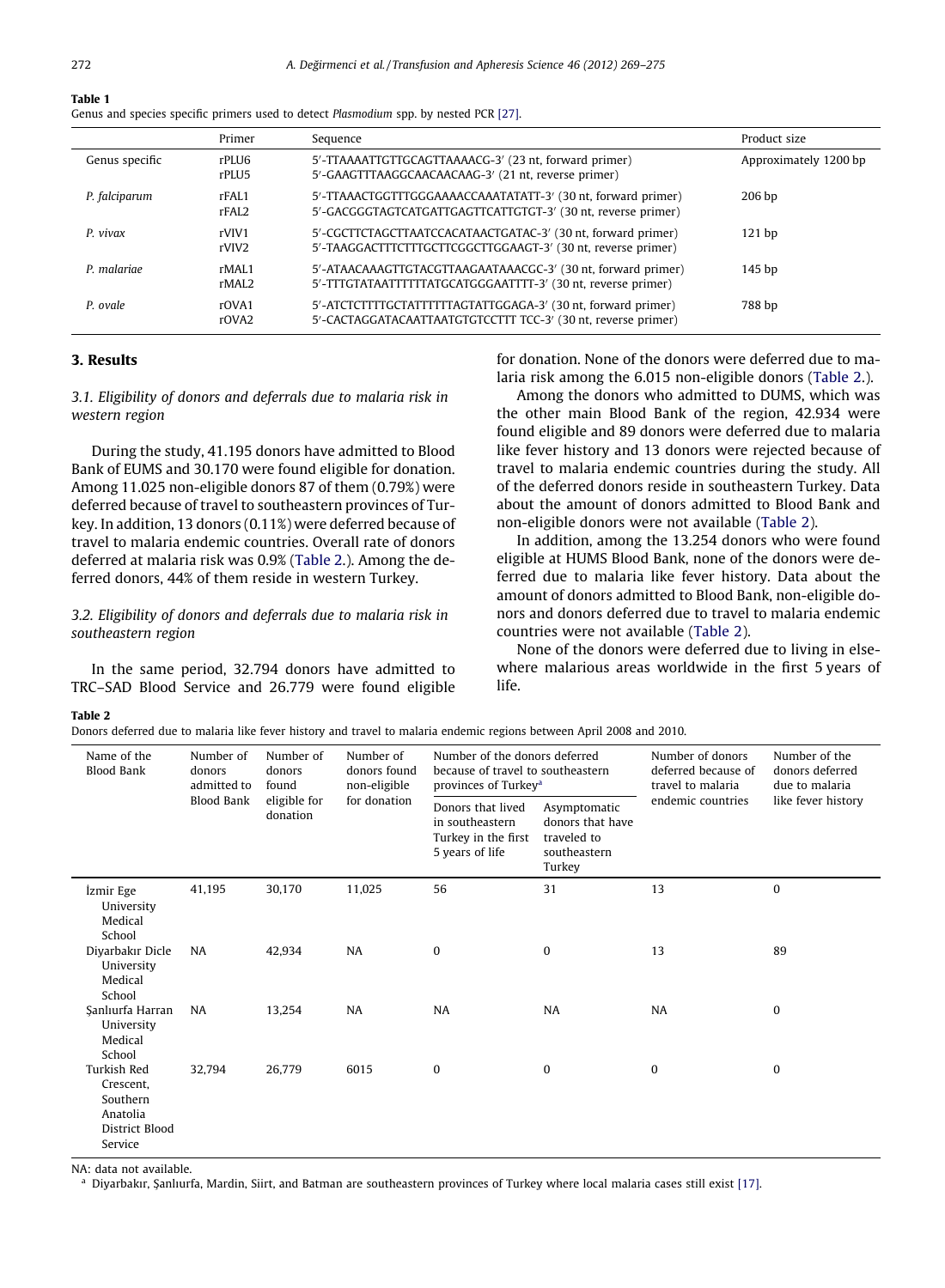**Table 1**
Genus and species specific primers used to detect *Plasmodium* spp. by nested PCR [27].

| | Primer | Sequence | Product size |
|---|---|---|---|
| Genus specific | rPLU6<br>rPLU5 | 5′-TTAAAATTGTTGCAGTTAAAACG-3′ (23 nt, forward primer)<br>5′-GAAGTTTAAGGCAACAACAAG-3′ (21 nt, reverse primer) | Approximately 1200 bp |
| *P. falciparum* | rFAL1<br>rFAL2 | 5′-TTAAACTGGTTTGGGAAAACCAAATATATT-3′ (30 nt, forward primer)<br>5′-GACGGGTAGTCATGATTGAGTTCATTGTGT-3′ (30 nt, reverse primer) | 206 bp |
| *P. vivax* | rVIV1<br>rVIV2 | 5′-CGCTTCTAGCTTAATCCACATAACTGATAC-3′ (30 nt, forward primer)<br>5′-TAAGGACTTTCTTTGCTTCGGCTTGGAAGT-3′ (30 nt, reverse primer) | 121 bp |
| *P. malariae* | rMAL1<br>rMAL2 | 5′-ATAACAAAGTTGTACGTTAAGAATAAACGC-3′ (30 nt, forward primer)<br>5′-TTTGTATAATTTTTTATGCATGGGAATTTT-3′ (30 nt, reverse primer) | 145 bp |
| *P. ovale* | rOVA1<br>rOVA2 | 5′-ATCTCTTTTGCTATTTTTTAGTATTGGAGA-3′ (30 nt, forward primer)<br>5′-CACTAGGATACAATTAATGTGTCCTTT TCC-3′ (30 nt, reverse primer) | 788 bp |

## 3. Results

### 3.1. Eligibility of donors and deferrals due to malaria risk in western region

During the study, 41.195 donors have admitted to Blood Bank of EUMS and 30.170 were found eligible for donation. Among 11.025 non-eligible donors 87 of them (0.79%) were deferred because of travel to southeastern provinces of Turkey. In addition, 13 donors (0.11%) were deferred because of travel to malaria endemic countries. Overall rate of donors deferred at malaria risk was 0.9% (Table 2.). Among the deferred donors, 44% of them reside in western Turkey.

### 3.2. Eligibility of donors and deferrals due to malaria risk in southeastern region

In the same period, 32.794 donors have admitted to TRC–SAD Blood Service and 26.779 were found eligible for donation. None of the donors were deferred due to malaria risk among the 6.015 non-eligible donors (Table 2.).

Among the donors who admitted to DUMS, which was the other main Blood Bank of the region, 42.934 were found eligible and 89 donors were deferred due to malaria like fever history and 13 donors were rejected because of travel to malaria endemic countries during the study. All of the deferred donors reside in southeastern Turkey. Data about the amount of donors admitted to Blood Bank and non-eligible donors were not available (Table 2).

In addition, among the 13.254 donors who were found eligible at HUMS Blood Bank, none of the donors were deferred due to malaria like fever history. Data about the amount of donors admitted to Blood Bank, non-eligible donors and donors deferred due to travel to malaria endemic countries were not available (Table 2).

None of the donors were deferred due to living in elsewhere malarious areas worldwide in the first 5 years of life.

**Table 2**
Donors deferred due to malaria like fever history and travel to malaria endemic regions between April 2008 and 2010.

| Name of the Blood Bank | Number of donors admitted to Blood Bank | Number of donors found eligible for donation | Number of donors found non-eligible for donation | Number of the donors deferred because of travel to southeastern provinces of Turkey[a] | | Number of donors deferred because of travel to malaria endemic countries | Number of the donors deferred due to malaria like fever history |
|---|---|---|---|---|---|---|---|
| | | | | Donors that lived in southeastern Turkey in the first 5 years of life | Asymptomatic donors that have traveled to southeastern Turkey | | |
| İzmir Ege University Medical School | 41,195 | 30,170 | 11,025 | 56 | 31 | 13 | 0 |
| Diyarbakır Dicle University Medical School | NA | 42,934 | NA | 0 | 0 | 13 | 89 |
| Şanlıurfa Harran University Medical School | NA | 13,254 | NA | NA | NA | NA | 0 |
| Turkish Red Crescent, Southern Anatolia District Blood Service | 32,794 | 26,779 | 6015 | 0 | 0 | 0 | 0 |

NA: data not available.
[a] Diyarbakır, Şanlıurfa, Mardin, Siirt, and Batman are southeastern provinces of Turkey where local malaria cases still exist [17].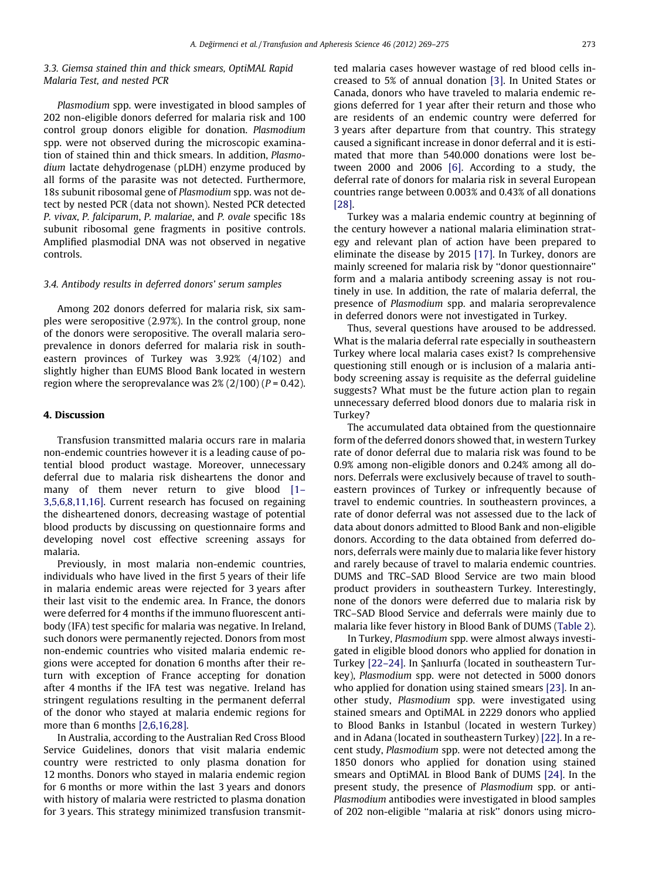### 3.3. Giemsa stained thin and thick smears, OptiMAL Rapid Malaria Test, and nested PCR

*Plasmodium* spp. were investigated in blood samples of 202 non-eligible donors deferred for malaria risk and 100 control group donors eligible for donation. *Plasmodium* spp. were not observed during the microscopic examination of stained thin and thick smears. In addition, *Plasmodium* lactate dehydrogenase (pLDH) enzyme produced by all forms of the parasite was not detected. Furthermore, 18s subunit ribosomal gene of *Plasmodium* spp. was not detect by nested PCR (data not shown). Nested PCR detected *P. vivax*, *P. falciparum*, *P. malariae*, and *P. ovale* specific 18s subunit ribosomal gene fragments in positive controls. Amplified plasmodial DNA was not observed in negative controls.

### 3.4. Antibody results in deferred donors' serum samples

Among 202 donors deferred for malaria risk, six samples were seropositive (2.97%). In the control group, none of the donors were seropositive. The overall malaria seroprevalence in donors deferred for malaria risk in southeastern provinces of Turkey was 3.92% (4/102) and slightly higher than EUMS Blood Bank located in western region where the seroprevalance was 2% (2/100) ($P = 0.42$).

## 4. Discussion

Transfusion transmitted malaria occurs rare in malaria non-endemic countries however it is a leading cause of potential blood product wastage. Moreover, unnecessary deferral due to malaria risk disheartens the donor and many of them never return to give blood [1–3,5,6,8,11,16]. Current research has focused on regaining the disheartened donors, decreasing wastage of potential blood products by discussing on questionnaire forms and developing novel cost effective screening assays for malaria.

Previously, in most malaria non-endemic countries, individuals who have lived in the first 5 years of their life in malaria endemic areas were rejected for 3 years after their last visit to the endemic area. In France, the donors were deferred for 4 months if the immuno fluorescent antibody (IFA) test specific for malaria was negative. In Ireland, such donors were permanently rejected. Donors from most non-endemic countries who visited malaria endemic regions were accepted for donation 6 months after their return with exception of France accepting for donation after 4 months if the IFA test was negative. Ireland has stringent regulations resulting in the permanent deferral of the donor who stayed at malaria endemic regions for more than 6 months [2,6,16,28].

In Australia, according to the Australian Red Cross Blood Service Guidelines, donors that visit malaria endemic country were restricted to only plasma donation for 12 months. Donors who stayed in malaria endemic region for 6 months or more within the last 3 years and donors with history of malaria were restricted to plasma donation for 3 years. This strategy minimized transfusion transmitted malaria cases however wastage of red blood cells increased to 5% of annual donation [3]. In United States or Canada, donors who have traveled to malaria endemic regions deferred for 1 year after their return and those who are residents of an endemic country were deferred for 3 years after departure from that country. This strategy caused a significant increase in donor deferral and it is estimated that more than 540.000 donations were lost between 2000 and 2006 [6]. According to a study, the deferral rate of donors for malaria risk in several European countries range between 0.003% and 0.43% of all donations [28].

Turkey was a malaria endemic country at beginning of the century however a national malaria elimination strategy and relevant plan of action have been prepared to eliminate the disease by 2015 [17]. In Turkey, donors are mainly screened for malaria risk by "donor questionnaire" form and a malaria antibody screening assay is not routinely in use. In addition, the rate of malaria deferral, the presence of *Plasmodium* spp. and malaria seroprevalence in deferred donors were not investigated in Turkey.

Thus, several questions have aroused to be addressed. What is the malaria deferral rate especially in southeastern Turkey where local malaria cases exist? Is comprehensive questioning still enough or is inclusion of a malaria antibody screening assay is requisite as the deferral guideline suggests? What must be the future action plan to regain unnecessary deferred blood donors due to malaria risk in Turkey?

The accumulated data obtained from the questionnaire form of the deferred donors showed that, in western Turkey rate of donor deferral due to malaria risk was found to be 0.9% among non-eligible donors and 0.24% among all donors. Deferrals were exclusively because of travel to southeastern provinces of Turkey or infrequently because of travel to endemic countries. In southeastern provinces, a rate of donor deferral was not assessed due to the lack of data about donors admitted to Blood Bank and non-eligible donors. According to the data obtained from deferred donors, deferrals were mainly due to malaria like fever history and rarely because of travel to malaria endemic countries. DUMS and TRC–SAD Blood Service are two main blood product providers in southeastern Turkey. Interestingly, none of the donors were deferred due to malaria risk by TRC–SAD Blood Service and deferrals were mainly due to malaria like fever history in Blood Bank of DUMS (Table 2).

In Turkey, *Plasmodium* spp. were almost always investigated in eligible blood donors who applied for donation in Turkey [22–24]. In Şanlıurfa (located in southeastern Turkey), *Plasmodium* spp. were not detected in 5000 donors who applied for donation using stained smears [23]. In another study, *Plasmodium* spp. were investigated using stained smears and OptiMAL in 2229 donors who applied to Blood Banks in Istanbul (located in western Turkey) and in Adana (located in southeastern Turkey) [22]. In a recent study, *Plasmodium* spp. were not detected among the 1850 donors who applied for donation using stained smears and OptiMAL in Blood Bank of DUMS [24]. In the present study, the presence of *Plasmodium* spp. or anti-*Plasmodium* antibodies were investigated in blood samples of 202 non-eligible "malaria at risk" donors using micro-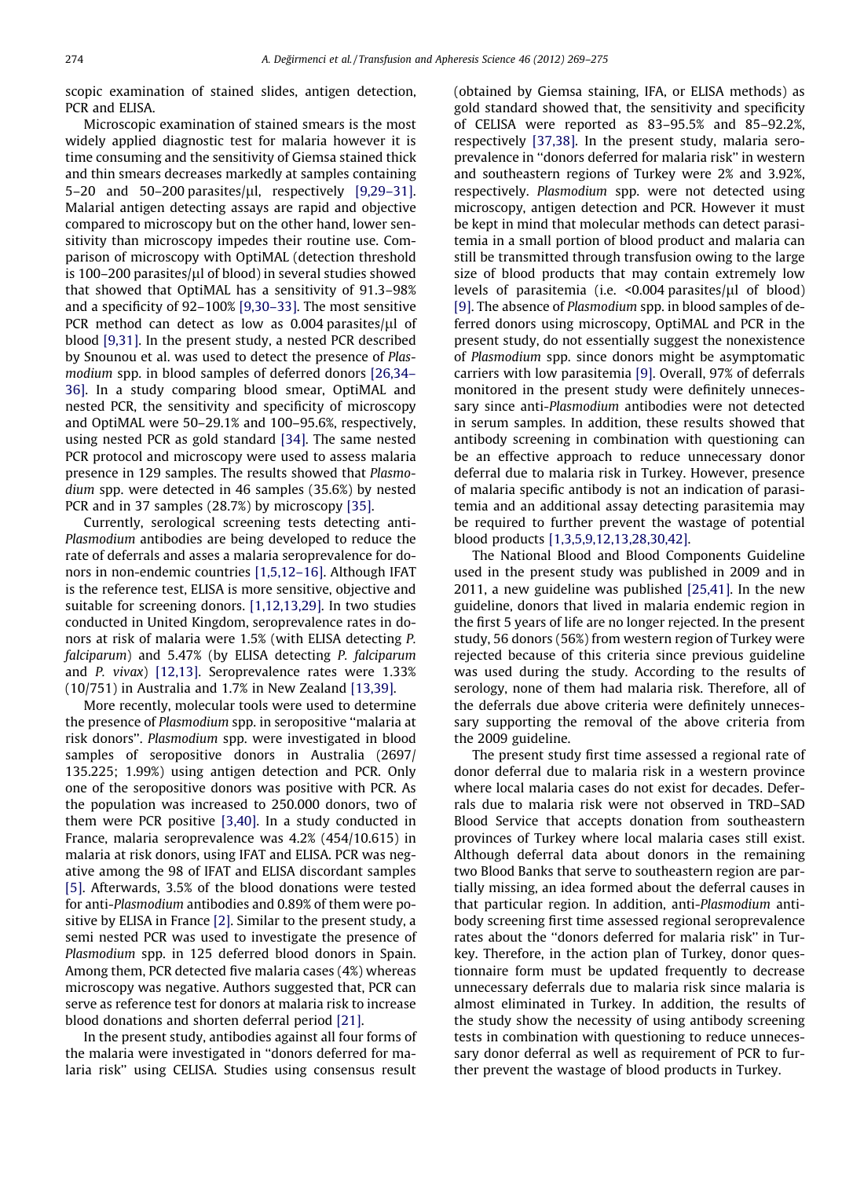scopic examination of stained slides, antigen detection, PCR and ELISA.

Microscopic examination of stained smears is the most widely applied diagnostic test for malaria however it is time consuming and the sensitivity of Giemsa stained thick and thin smears decreases markedly at samples containing 5–20 and 50–200 parasites/μl, respectively [9,29–31]. Malarial antigen detecting assays are rapid and objective compared to microscopy but on the other hand, lower sensitivity than microscopy impedes their routine use. Comparison of microscopy with OptiMAL (detection threshold is 100–200 parasites/μl of blood) in several studies showed that showed that OptiMAL has a sensitivity of 91.3–98% and a specificity of 92–100% [9,30–33]. The most sensitive PCR method can detect as low as 0.004 parasites/μl of blood [9,31]. In the present study, a nested PCR described by Snounou et al. was used to detect the presence of *Plasmodium* spp. in blood samples of deferred donors [26,34–36]. In a study comparing blood smear, OptiMAL and nested PCR, the sensitivity and specificity of microscopy and OptiMAL were 50–29.1% and 100–95.6%, respectively, using nested PCR as gold standard [34]. The same nested PCR protocol and microscopy were used to assess malaria presence in 129 samples. The results showed that *Plasmodium* spp. were detected in 46 samples (35.6%) by nested PCR and in 37 samples (28.7%) by microscopy [35].

Currently, serological screening tests detecting anti-*Plasmodium* antibodies are being developed to reduce the rate of deferrals and asses a malaria seroprevalence for donors in non-endemic countries [1,5,12–16]. Although IFAT is the reference test, ELISA is more sensitive, objective and suitable for screening donors. [1,12,13,29]. In two studies conducted in United Kingdom, seroprevalence rates in donors at risk of malaria were 1.5% (with ELISA detecting *P. falciparum*) and 5.47% (by ELISA detecting *P. falciparum* and *P. vivax*) [12,13]. Seroprevalence rates were 1.33% (10/751) in Australia and 1.7% in New Zealand [13,39].

More recently, molecular tools were used to determine the presence of *Plasmodium* spp. in seropositive "malaria at risk donors". *Plasmodium* spp. were investigated in blood samples of seropositive donors in Australia (2697/135.225; 1.99%) using antigen detection and PCR. Only one of the seropositive donors was positive with PCR. As the population was increased to 250.000 donors, two of them were PCR positive [3,40]. In a study conducted in France, malaria seroprevalence was 4.2% (454/10.615) in malaria at risk donors, using IFAT and ELISA. PCR was negative among the 98 of IFAT and ELISA discordant samples [5]. Afterwards, 3.5% of the blood donations were tested for anti-*Plasmodium* antibodies and 0.89% of them were positive by ELISA in France [2]. Similar to the present study, a semi nested PCR was used to investigate the presence of *Plasmodium* spp. in 125 deferred blood donors in Spain. Among them, PCR detected five malaria cases (4%) whereas microscopy was negative. Authors suggested that, PCR can serve as reference test for donors at malaria risk to increase blood donations and shorten deferral period [21].

In the present study, antibodies against all four forms of the malaria were investigated in "donors deferred for malaria risk" using CELISA. Studies using consensus result (obtained by Giemsa staining, IFA, or ELISA methods) as gold standard showed that, the sensitivity and specificity of CELISA were reported as 83–95.5% and 85–92.2%, respectively [37,38]. In the present study, malaria seroprevalence in "donors deferred for malaria risk" in western and southeastern regions of Turkey were 2% and 3.92%, respectively. *Plasmodium* spp. were not detected using microscopy, antigen detection and PCR. However it must be kept in mind that molecular methods can detect parasitemia in a small portion of blood product and malaria can still be transmitted through transfusion owing to the large size of blood products that may contain extremely low levels of parasitemia (i.e. <0.004 parasites/μl of blood) [9]. The absence of *Plasmodium* spp. in blood samples of deferred donors using microscopy, OptiMAL and PCR in the present study, do not essentially suggest the nonexistence of *Plasmodium* spp. since donors might be asymptomatic carriers with low parasitemia [9]. Overall, 97% of deferrals monitored in the present study were definitely unnecessary since anti-*Plasmodium* antibodies were not detected in serum samples. In addition, these results showed that antibody screening in combination with questioning can be an effective approach to reduce unnecessary donor deferral due to malaria risk in Turkey. However, presence of malaria specific antibody is not an indication of parasitemia and an additional assay detecting parasitemia may be required to further prevent the wastage of potential blood products [1,3,5,9,12,13,28,30,42].

The National Blood and Blood Components Guideline used in the present study was published in 2009 and in 2011, a new guideline was published [25,41]. In the new guideline, donors that lived in malaria endemic region in the first 5 years of life are no longer rejected. In the present study, 56 donors (56%) from western region of Turkey were rejected because of this criteria since previous guideline was used during the study. According to the results of serology, none of them had malaria risk. Therefore, all of the deferrals due above criteria were definitely unnecessary supporting the removal of the above criteria from the 2009 guideline.

The present study first time assessed a regional rate of donor deferral due to malaria risk in a western province where local malaria cases do not exist for decades. Deferrals due to malaria risk were not observed in TRD–SAD Blood Service that accepts donation from southeastern provinces of Turkey where local malaria cases still exist. Although deferral data about donors in the remaining two Blood Banks that serve to southeastern region are partially missing, an idea formed about the deferral causes in that particular region. In addition, anti-*Plasmodium* antibody screening first time assessed regional seroprevalence rates about the "donors deferred for malaria risk" in Turkey. Therefore, in the action plan of Turkey, donor questionnaire form must be updated frequently to decrease unnecessary deferrals due to malaria risk since malaria is almost eliminated in Turkey. In addition, the results of the study show the necessity of using antibody screening tests in combination with questioning to reduce unnecessary donor deferral as well as requirement of PCR to further prevent the wastage of blood products in Turkey.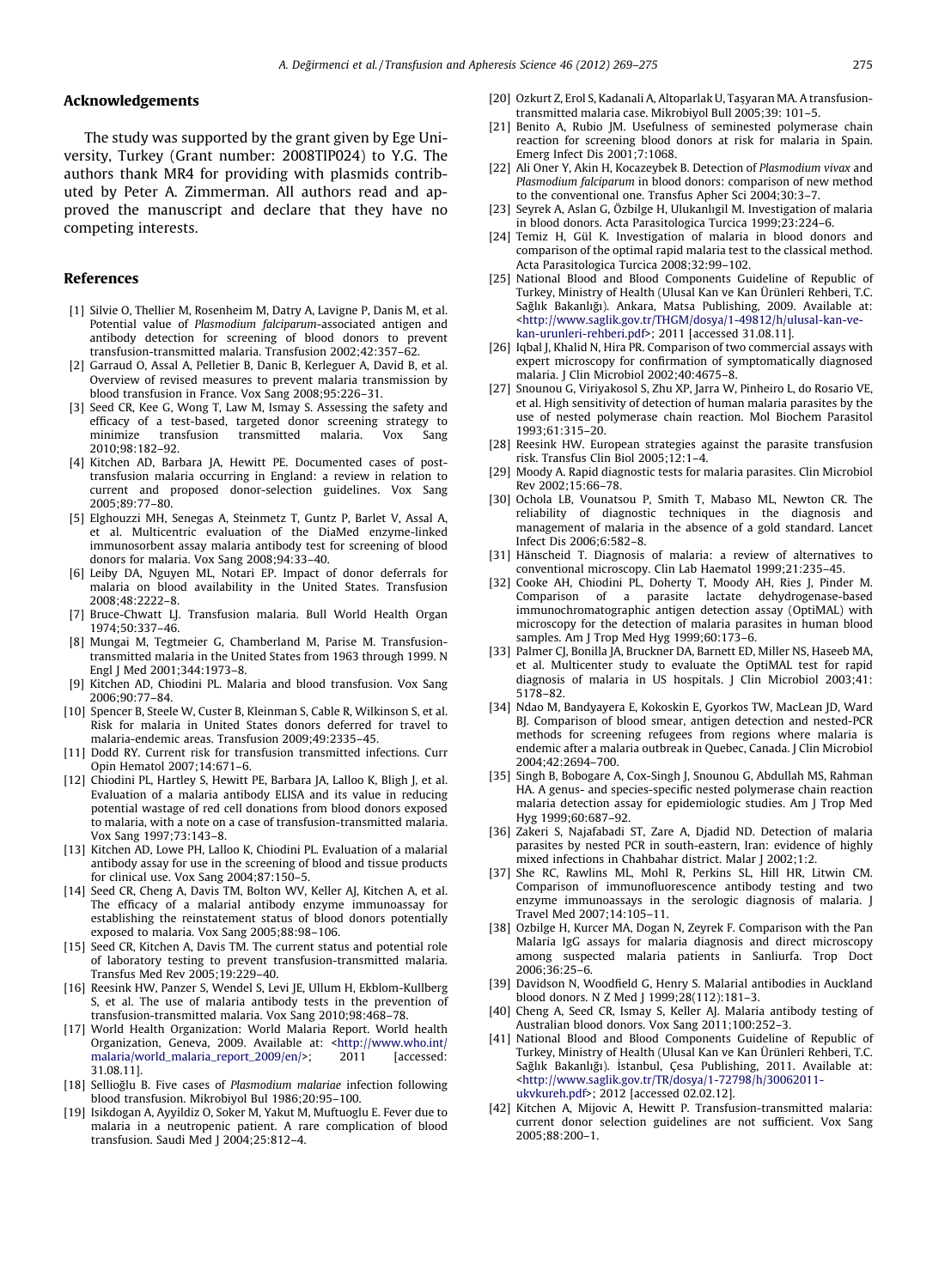## Acknowledgements

The study was supported by the grant given by Ege University, Turkey (Grant number: 2008TIP024) to Y.G. The authors thank MR4 for providing with plasmids contributed by Peter A. Zimmerman. All authors read and approved the manuscript and declare that they have no competing interests.

## References

[1] Silvie O, Thellier M, Rosenheim M, Datry A, Lavigne P, Danis M, et al. Potential value of *Plasmodium falciparum*-associated antigen and antibody detection for screening of blood donors to prevent transfusion-transmitted malaria. Transfusion 2002;42:357–62.

[2] Garraud O, Assal A, Pelletier B, Danic B, Kerleguer A, David B, et al. Overview of revised measures to prevent malaria transmission by blood transfusion in France. Vox Sang 2008;95:226–31.

[3] Seed CR, Kee G, Wong T, Law M, Ismay S. Assessing the safety and efficacy of a test-based, targeted donor screening strategy to minimize transfusion transmitted malaria. Vox Sang 2010;98:182–92.

[4] Kitchen AD, Barbara JA, Hewitt PE. Documented cases of post-transfusion malaria occurring in England: a review in relation to current and proposed donor-selection guidelines. Vox Sang 2005;89:77–80.

[5] Elghouzzi MH, Senegas A, Steinmetz T, Guntz P, Barlet V, Assal A, et al. Multicentric evaluation of the DiaMed enzyme-linked immunosorbent assay malaria antibody test for screening of blood donors for malaria. Vox Sang 2008;94:33–40.

[6] Leiby DA, Nguyen ML, Notari EP. Impact of donor deferrals for malaria on blood availability in the United States. Transfusion 2008;48:2222–8.

[7] Bruce-Chwatt LJ. Transfusion malaria. Bull World Health Organ 1974;50:337–46.

[8] Mungai M, Tegtmeier G, Chamberland M, Parise M. Transfusion-transmitted malaria in the United States from 1963 through 1999. N Engl J Med 2001;344:1973–8.

[9] Kitchen AD, Chiodini PL. Malaria and blood transfusion. Vox Sang 2006;90:77–84.

[10] Spencer B, Steele W, Custer B, Kleinman S, Cable R, Wilkinson S, et al. Risk for malaria in United States donors deferred for travel to malaria-endemic areas. Transfusion 2009;49:2335–45.

[11] Dodd RY. Current risk for transfusion transmitted infections. Curr Opin Hematol 2007;14:671–6.

[12] Chiodini PL, Hartley S, Hewitt PE, Barbara JA, Lalloo K, Bligh J, et al. Evaluation of a malaria antibody ELISA and its value in reducing potential wastage of red cell donations from blood donors exposed to malaria, with a note on a case of transfusion-transmitted malaria. Vox Sang 1997;73:143–8.

[13] Kitchen AD, Lowe PH, Lalloo K, Chiodini PL. Evaluation of a malarial antibody assay for use in the screening of blood and tissue products for clinical use. Vox Sang 2004;87:150–5.

[14] Seed CR, Cheng A, Davis TM, Bolton WV, Keller AJ, Kitchen A, et al. The efficacy of a malarial antibody enzyme immunoassay for establishing the reinstatement status of blood donors potentially exposed to malaria. Vox Sang 2005;88:98–106.

[15] Seed CR, Kitchen A, Davis TM. The current status and potential role of laboratory testing to prevent transfusion-transmitted malaria. Transfus Med Rev 2005;19:229–40.

[16] Reesink HW, Panzer S, Wendel S, Levi JE, Ullum H, Ekblom-Kullberg S, et al. The use of malaria antibody tests in the prevention of transfusion-transmitted malaria. Vox Sang 2010;98:468–78.

[17] World Health Organization: World Malaria Report. World health Organization, Geneva, 2009. Available at: <http://www.who.int/malaria/world_malaria_report_2009/en/>; 2011 [accessed: 31.08.11].

[18] Sellioğlu B. Five cases of *Plasmodium malariae* infection following blood transfusion. Mikrobiyol Bul 1986;20:95–100.

[19] Isikdogan A, Ayyildiz O, Soker M, Yakut M, Muftuoglu E. Fever due to malaria in a neutropenic patient. A rare complication of blood transfusion. Saudi Med J 2004;25:812–4.

[20] Ozkurt Z, Erol S, Kadanali A, Altoparlak U, Taşyaran MA. A transfusion-transmitted malaria case. Mikrobiyol Bull 2005;39: 101–5.

[21] Benito A, Rubio JM. Usefulness of seminested polymerase chain reaction for screening blood donors at risk for malaria in Spain. Emerg Infect Dis 2001;7:1068.

[22] Ali Oner Y, Akin H, Kocazeybek B. Detection of *Plasmodium vivax* and *Plasmodium falciparum* in blood donors: comparison of new method to the conventional one. Transfus Apher Sci 2004;30:3–7.

[23] Seyrek A, Aslan G, Özbilge H, Ulukanlıgil M. Investigation of malaria in blood donors. Acta Parasitologica Turcica 1999;23:224–6.

[24] Temiz H, Gül K. Investigation of malaria in blood donors and comparison of the optimal rapid malaria test to the classical method. Acta Parasitologica Turcica 2008;32:99–102.

[25] National Blood and Blood Components Guideline of Republic of Turkey, Ministry of Health (Ulusal Kan ve Kan Ürünleri Rehberi, T.C. Sağlık Bakanlığı). Ankara, Matsa Publishing, 2009. Available at: <http://www.saglik.gov.tr/THGM/dosya/1-49812/h/ulusal-kan-ve-kan-urunleri-rehberi.pdf>; 2011 [accessed 31.08.11].

[26] Iqbal J, Khalid N, Hira PR. Comparison of two commercial assays with expert microscopy for confirmation of symptomatically diagnosed malaria. J Clin Microbiol 2002;40:4675–8.

[27] Snounou G, Viriyakosol S, Zhu XP, Jarra W, Pinheiro L, do Rosario VE, et al. High sensitivity of detection of human malaria parasites by the use of nested polymerase chain reaction. Mol Biochem Parasitol 1993;61:315–20.

[28] Reesink HW. European strategies against the parasite transfusion risk. Transfus Clin Biol 2005;12:1–4.

[29] Moody A. Rapid diagnostic tests for malaria parasites. Clin Microbiol Rev 2002;15:66–78.

[30] Ochola LB, Vounatsou P, Smith T, Mabaso ML, Newton CR. The reliability of diagnostic techniques in the diagnosis and management of malaria in the absence of a gold standard. Lancet Infect Dis 2006;6:582–8.

[31] Hänscheid T. Diagnosis of malaria: a review of alternatives to conventional microscopy. Clin Lab Haematol 1999;21:235–45.

[32] Cooke AH, Chiodini PL, Doherty T, Moody AH, Ries J, Pinder M. Comparison of a parasite lactate dehydrogenase-based immunochromatographic antigen detection assay (OptiMAL) with microscopy for the detection of malaria parasites in human blood samples. Am J Trop Med Hyg 1999;60:173–6.

[33] Palmer CJ, Bonilla JA, Bruckner DA, Barnett ED, Miller NS, Haseeb MA, et al. Multicenter study to evaluate the OptiMAL test for rapid diagnosis of malaria in US hospitals. J Clin Microbiol 2003;41: 5178–82.

[34] Ndao M, Bandyayera E, Kokoskin E, Gyorkos TW, MacLean JD, Ward BJ. Comparison of blood smear, antigen detection and nested-PCR methods for screening refugees from regions where malaria is endemic after a malaria outbreak in Quebec, Canada. J Clin Microbiol 2004;42:2694–700.

[35] Singh B, Bobogare A, Cox-Singh J, Snounou G, Abdullah MS, Rahman HA. A genus- and species-specific nested polymerase chain reaction malaria detection assay for epidemiologic studies. Am J Trop Med Hyg 1999;60:687–92.

[36] Zakeri S, Najafabadi ST, Zare A, Djadid ND. Detection of malaria parasites by nested PCR in south-eastern, Iran: evidence of highly mixed infections in Chahbahar district. Malar J 2002;1:2.

[37] She RC, Rawlins ML, Mohl R, Perkins SL, Hill HR, Litwin CM. Comparison of immunofluorescence antibody testing and two enzyme immunoassays in the serologic diagnosis of malaria. J Travel Med 2007;14:105–11.

[38] Ozbilge H, Kurcer MA, Dogan N, Zeyrek F. Comparison with the Pan Malaria IgG assays for malaria diagnosis and direct microscopy among suspected malaria patients in Sanliurfa. Trop Doct 2006;36:25–6.

[39] Davidson N, Woodfield G, Henry S. Malarial antibodies in Auckland blood donors. N Z Med J 1999;28(112):181–3.

[40] Cheng A, Seed CR, Ismay S, Keller AJ. Malaria antibody testing of Australian blood donors. Vox Sang 2011;100:252–3.

[41] National Blood and Blood Components Guideline of Republic of Turkey, Ministry of Health (Ulusal Kan ve Kan Ürünleri Rehberi, T.C. Sağlık Bakanlığı). İstanbul, Çesa Publishing, 2011. Available at: <http://www.saglik.gov.tr/TR/dosya/1-72798/h/30062011-ukvkureh.pdf>; 2012 [accessed 02.02.12].

[42] Kitchen A, Mijovic A, Hewitt P. Transfusion-transmitted malaria: current donor selection guidelines are not sufficient. Vox Sang 2005;88:200–1.